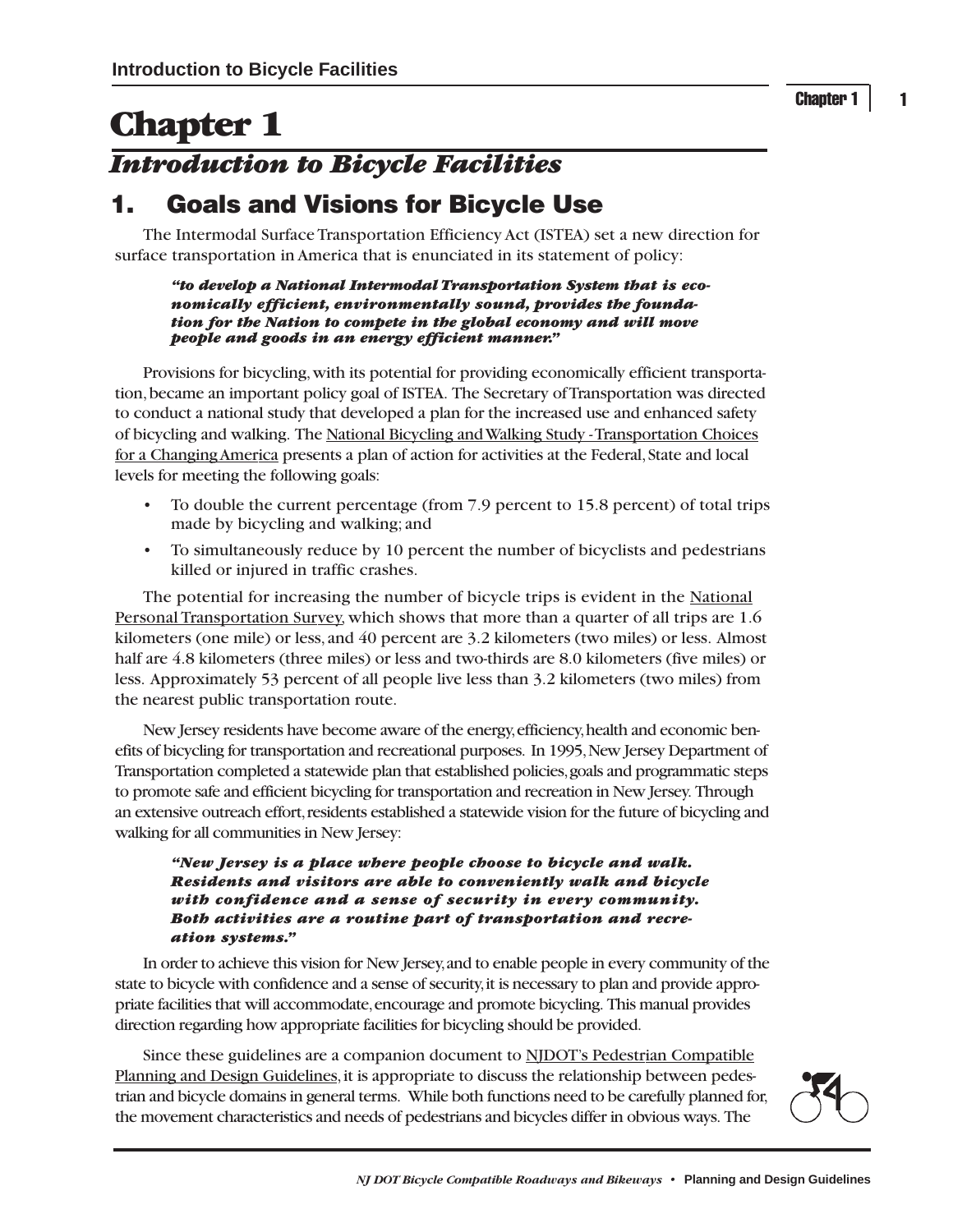# Chapter 1

## *Introduction to Bicycle Facilities*

## 1. Goals and Visions for Bicycle Use

The Intermodal Surface Transportation Efficiency Act (ISTEA) set a new direction for surface transportation in America that is enunciated in its statement of policy:

> ***"to develop a National Intermodal Transportation System that is economically efficient, environmentally sound, provides the foundation for the Nation to compete in the global economy and will move people and goods in an energy efficient manner."***

Provisions for bicycling, with its potential for providing economically efficient transportation, became an important policy goal of ISTEA. The Secretary of Transportation was directed to conduct a national study that developed a plan for the increased use and enhanced safety of bicycling and walking. The National Bicycling and Walking Study - Transportation Choices for a Changing America presents a plan of action for activities at the Federal, State and local levels for meeting the following goals:

- To double the current percentage (from 7.9 percent to 15.8 percent) of total trips made by bicycling and walking; and
- To simultaneously reduce by 10 percent the number of bicyclists and pedestrians killed or injured in traffic crashes.

The potential for increasing the number of bicycle trips is evident in the National Personal Transportation Survey, which shows that more than a quarter of all trips are 1.6 kilometers (one mile) or less, and 40 percent are 3.2 kilometers (two miles) or less. Almost half are 4.8 kilometers (three miles) or less and two-thirds are 8.0 kilometers (five miles) or less. Approximately 53 percent of all people live less than 3.2 kilometers (two miles) from the nearest public transportation route.

New Jersey residents have become aware of the energy, efficiency, health and economic benefits of bicycling for transportation and recreational purposes. In 1995, New Jersey Department of Transportation completed a statewide plan that established policies, goals and programmatic steps to promote safe and efficient bicycling for transportation and recreation in New Jersey. Through an extensive outreach effort, residents established a statewide vision for the future of bicycling and walking for all communities in New Jersey:

> ***"New Jersey is a place where people choose to bicycle and walk. Residents and visitors are able to conveniently walk and bicycle with confidence and a sense of security in every community. Both activities are a routine part of transportation and recreation systems."***

In order to achieve this vision for New Jersey, and to enable people in every community of the state to bicycle with confidence and a sense of security, it is necessary to plan and provide appropriate facilities that will accommodate, encourage and promote bicycling. This manual provides direction regarding how appropriate facilities for bicycling should be provided.

Since these guidelines are a companion document to NJDOT's Pedestrian Compatible Planning and Design Guidelines, it is appropriate to discuss the relationship between pedestrian and bicycle domains in general terms. While both functions need to be carefully planned for, the movement characteristics and needs of pedestrians and bicycles differ in obvious ways. The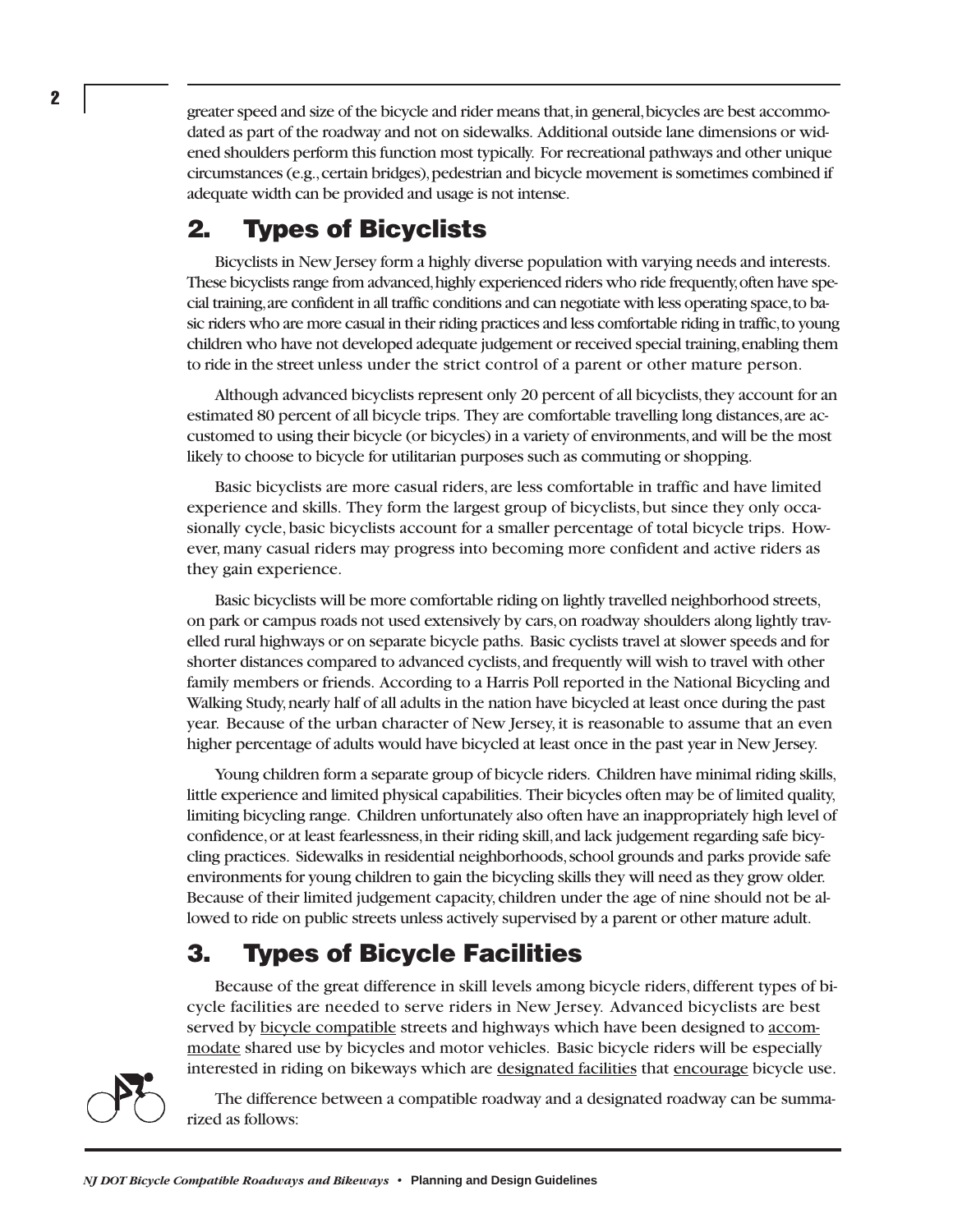greater speed and size of the bicycle and rider means that, in general, bicycles are best accommodated as part of the roadway and not on sidewalks. Additional outside lane dimensions or widened shoulders perform this function most typically. For recreational pathways and other unique circumstances (e.g., certain bridges), pedestrian and bicycle movement is sometimes combined if adequate width can be provided and usage is not intense.

## 2. Types of Bicyclists

Bicyclists in New Jersey form a highly diverse population with varying needs and interests. These bicyclists range from advanced, highly experienced riders who ride frequently, often have special training, are confident in all traffic conditions and can negotiate with less operating space, to basic riders who are more casual in their riding practices and less comfortable riding in traffic, to young children who have not developed adequate judgement or received special training, enabling them to ride in the street unless under the strict control of a parent or other mature person.

Although advanced bicyclists represent only 20 percent of all bicyclists, they account for an estimated 80 percent of all bicycle trips. They are comfortable travelling long distances, are accustomed to using their bicycle (or bicycles) in a variety of environments, and will be the most likely to choose to bicycle for utilitarian purposes such as commuting or shopping.

Basic bicyclists are more casual riders, are less comfortable in traffic and have limited experience and skills. They form the largest group of bicyclists, but since they only occasionally cycle, basic bicyclists account for a smaller percentage of total bicycle trips. However, many casual riders may progress into becoming more confident and active riders as they gain experience.

Basic bicyclists will be more comfortable riding on lightly travelled neighborhood streets, on park or campus roads not used extensively by cars, on roadway shoulders along lightly travelled rural highways or on separate bicycle paths. Basic cyclists travel at slower speeds and for shorter distances compared to advanced cyclists, and frequently will wish to travel with other family members or friends. According to a Harris Poll reported in the National Bicycling and Walking Study, nearly half of all adults in the nation have bicycled at least once during the past year. Because of the urban character of New Jersey, it is reasonable to assume that an even higher percentage of adults would have bicycled at least once in the past year in New Jersey.

Young children form a separate group of bicycle riders. Children have minimal riding skills, little experience and limited physical capabilities. Their bicycles often may be of limited quality, limiting bicycling range. Children unfortunately also often have an inappropriately high level of confidence, or at least fearlessness, in their riding skill, and lack judgement regarding safe bicycling practices. Sidewalks in residential neighborhoods, school grounds and parks provide safe environments for young children to gain the bicycling skills they will need as they grow older. Because of their limited judgement capacity, children under the age of nine should not be allowed to ride on public streets unless actively supervised by a parent or other mature adult.

## 3. Types of Bicycle Facilities

Because of the great difference in skill levels among bicycle riders, different types of bicycle facilities are needed to serve riders in New Jersey. Advanced bicyclists are best served by <u>bicycle compatible</u> streets and highways which have been designed to <u>accommodate</u> shared use by bicycles and motor vehicles. Basic bicycle riders will be especially interested in riding on bikeways which are <u>designated facilities</u> that <u>encourage</u> bicycle use.

The difference between a compatible roadway and a designated roadway can be summarized as follows: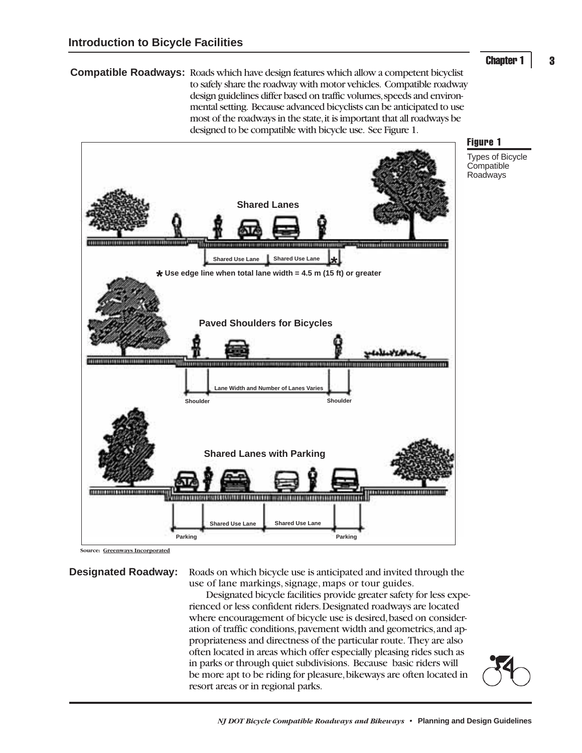**Compatible Roadways:** Roads which have design features which allow a competent bicyclist to safely share the roadway with motor vehicles. Compatible roadway design guidelines differ based on traffic volumes, speeds and environmental setting. Because advanced bicyclists can be anticipated to use most of the roadways in the state, it is important that all roadways be designed to be compatible with bicycle use. See Figure 1.

**Figure 1**

Types of Bicycle Compatible Roadways

Shared Lanes

Shared Use Lane | Shared Use Lane | *

* Use edge line when total lane width = 4.5 m (15 ft) or greater

Paved Shoulders for Bicycles

Shoulder | Lane Width and Number of Lanes Varies | Shoulder

Shared Lanes with Parking

Parking | Shared Use Lane | Shared Use Lane | Parking

Source: Greenways Incorporated

**Designated Roadway:** Roads on which bicycle use is anticipated and invited through the use of lane markings, signage, maps or tour guides.

Designated bicycle facilities provide greater safety for less experienced or less confident riders. Designated roadways are located where encouragement of bicycle use is desired, based on consideration of traffic conditions, pavement width and geometrics, and appropriateness and directness of the particular route. They are also often located in areas which offer especially pleasing rides such as in parks or through quiet subdivisions. Because basic riders will be more apt to be riding for pleasure, bikeways are often located in resort areas or in regional parks.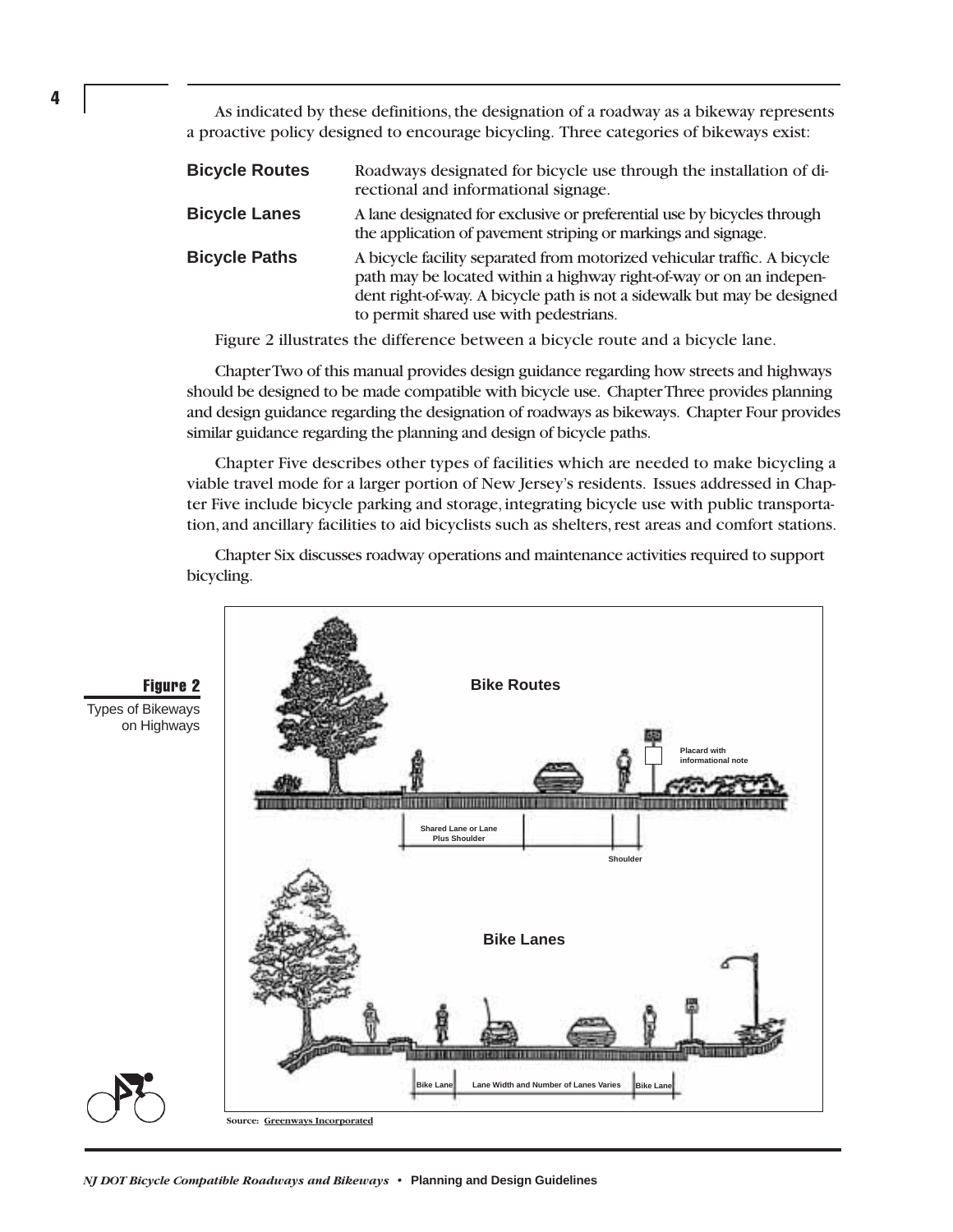As indicated by these definitions, the designation of a roadway as a bikeway represents a proactive policy designed to encourage bicycling. Three categories of bikeways exist:

| | |
|---|---|
| **Bicycle Routes** | Roadways designated for bicycle use through the installation of directional and informational signage. |
| **Bicycle Lanes** | A lane designated for exclusive or preferential use by bicycles through the application of pavement striping or markings and signage. |
| **Bicycle Paths** | A bicycle facility separated from motorized vehicular traffic. A bicycle path may be located within a highway right-of-way or on an independent right-of-way. A bicycle path is not a sidewalk but may be designed to permit shared use with pedestrians. |

Figure 2 illustrates the difference between a bicycle route and a bicycle lane.

Chapter Two of this manual provides design guidance regarding how streets and highways should be designed to be made compatible with bicycle use. Chapter Three provides planning and design guidance regarding the designation of roadways as bikeways. Chapter Four provides similar guidance regarding the planning and design of bicycle paths.

Chapter Five describes other types of facilities which are needed to make bicycling a viable travel mode for a larger portion of New Jersey's residents. Issues addressed in Chapter Five include bicycle parking and storage, integrating bicycle use with public transportation, and ancillary facilities to aid bicyclists such as shelters, rest areas and comfort stations.

Chapter Six discusses roadway operations and maintenance activities required to support bicycling.

**Figure 2**
Types of Bikeways on Highways

Bike Routes

Placard with informational note

Shared Lane or Lane Plus Shoulder

Shoulder

Bike Lanes

Bike Lane

Lane Width and Number of Lanes Varies

Bike Lane

Source: Greenways Incorporated